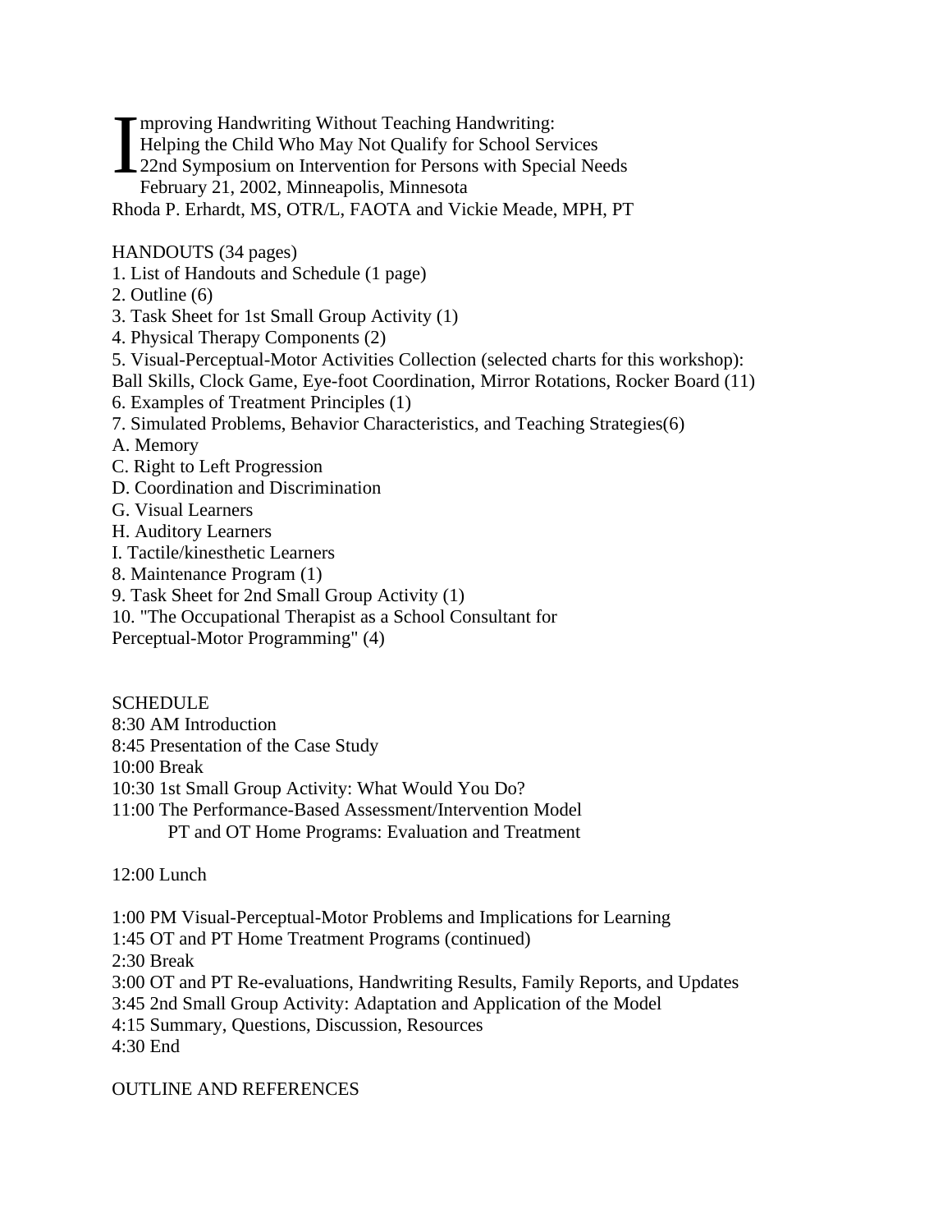Improving Handwriting Without Teaching Handwriting:
Helping the Child Who May Not Qualify for School Services
22nd Symposium on Intervention for Persons with Special Needs
February 21, 2002, Minneapolis, Minnesota
Rhoda P. Erhardt, MS, OTR/L, FAOTA and Vickie Meade, MPH, PT

HANDOUTS (34 pages)

1. List of Handouts and Schedule (1 page)
2. Outline (6)
3. Task Sheet for 1st Small Group Activity (1)
4. Physical Therapy Components (2)
5. Visual-Perceptual-Motor Activities Collection (selected charts for this workshop):
Ball Skills, Clock Game, Eye-foot Coordination, Mirror Rotations, Rocker Board (11)
6. Examples of Treatment Principles (1)
7. Simulated Problems, Behavior Characteristics, and Teaching Strategies(6)

A. Memory
C. Right to Left Progression
D. Coordination and Discrimination
G. Visual Learners
H. Auditory Learners
I. Tactile/kinesthetic Learners

8. Maintenance Program (1)
9. Task Sheet for 2nd Small Group Activity (1)
10. "The Occupational Therapist as a School Consultant for Perceptual-Motor Programming" (4)

SCHEDULE

8:30 AM Introduction
8:45 Presentation of the Case Study
10:00 Break
10:30 1st Small Group Activity: What Would You Do?
11:00 The Performance-Based Assessment/Intervention Model
PT and OT Home Programs: Evaluation and Treatment

12:00 Lunch

1:00 PM Visual-Perceptual-Motor Problems and Implications for Learning
1:45 OT and PT Home Treatment Programs (continued)
2:30 Break
3:00 OT and PT Re-evaluations, Handwriting Results, Family Reports, and Updates
3:45 2nd Small Group Activity: Adaptation and Application of the Model
4:15 Summary, Questions, Discussion, Resources
4:30 End

OUTLINE AND REFERENCES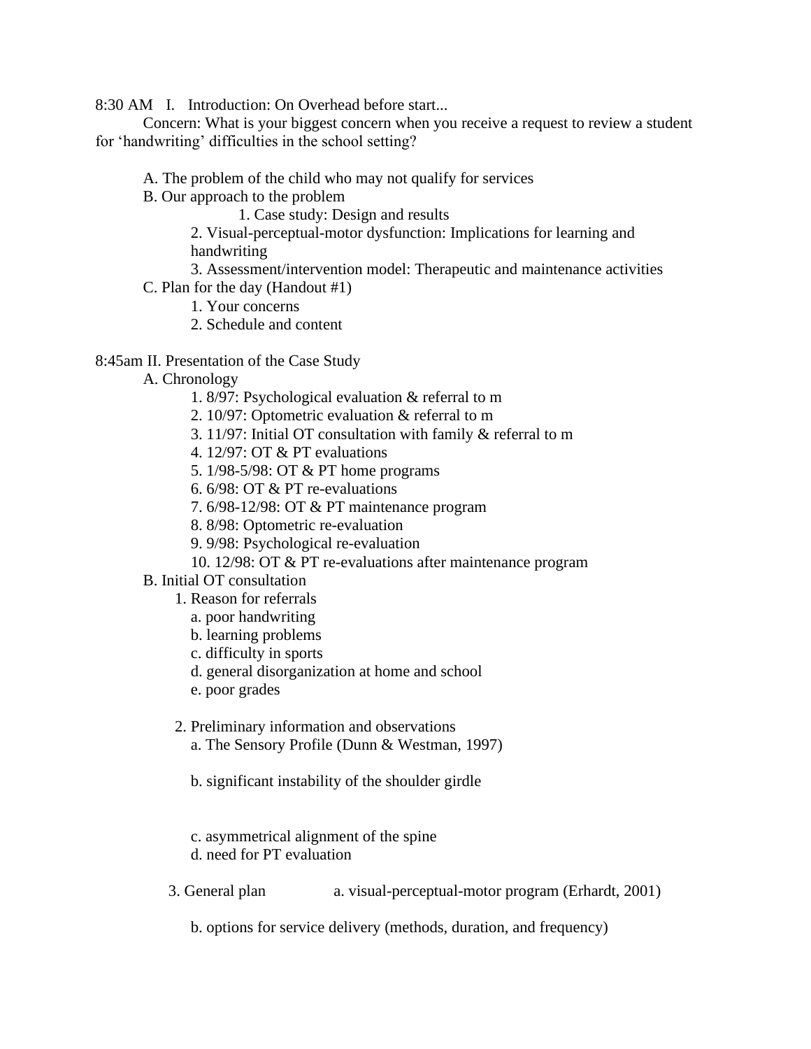8:30 AM I. Introduction: On Overhead before start...

Concern: What is your biggest concern when you receive a request to review a student for 'handwriting' difficulties in the school setting?

- A. The problem of the child who may not qualify for services
- B. Our approach to the problem
  - 1. Case study: Design and results
  - 2. Visual-perceptual-motor dysfunction: Implications for learning and handwriting
  - 3. Assessment/intervention model: Therapeutic and maintenance activities
- C. Plan for the day (Handout #1)
  - 1. Your concerns
  - 2. Schedule and content

8:45am II. Presentation of the Case Study

- A. Chronology
  - 1. 8/97: Psychological evaluation & referral to m
  - 2. 10/97: Optometric evaluation & referral to m
  - 3. 11/97: Initial OT consultation with family & referral to m
  - 4. 12/97: OT & PT evaluations
  - 5. 1/98-5/98: OT & PT home programs
  - 6. 6/98: OT & PT re-evaluations
  - 7. 6/98-12/98: OT & PT maintenance program
  - 8. 8/98: Optometric re-evaluation
  - 9. 9/98: Psychological re-evaluation
  - 10. 12/98: OT & PT re-evaluations after maintenance program
- B. Initial OT consultation
  - 1. Reason for referrals
    - a. poor handwriting
    - b. learning problems
    - c. difficulty in sports
    - d. general disorganization at home and school
    - e. poor grades
  - 2. Preliminary information and observations
    - a. The Sensory Profile (Dunn & Westman, 1997)
    - b. significant instability of the shoulder girdle
    - c. asymmetrical alignment of the spine
    - d. need for PT evaluation
  - 3. General plan
    - a. visual-perceptual-motor program (Erhardt, 2001)
    - b. options for service delivery (methods, duration, and frequency)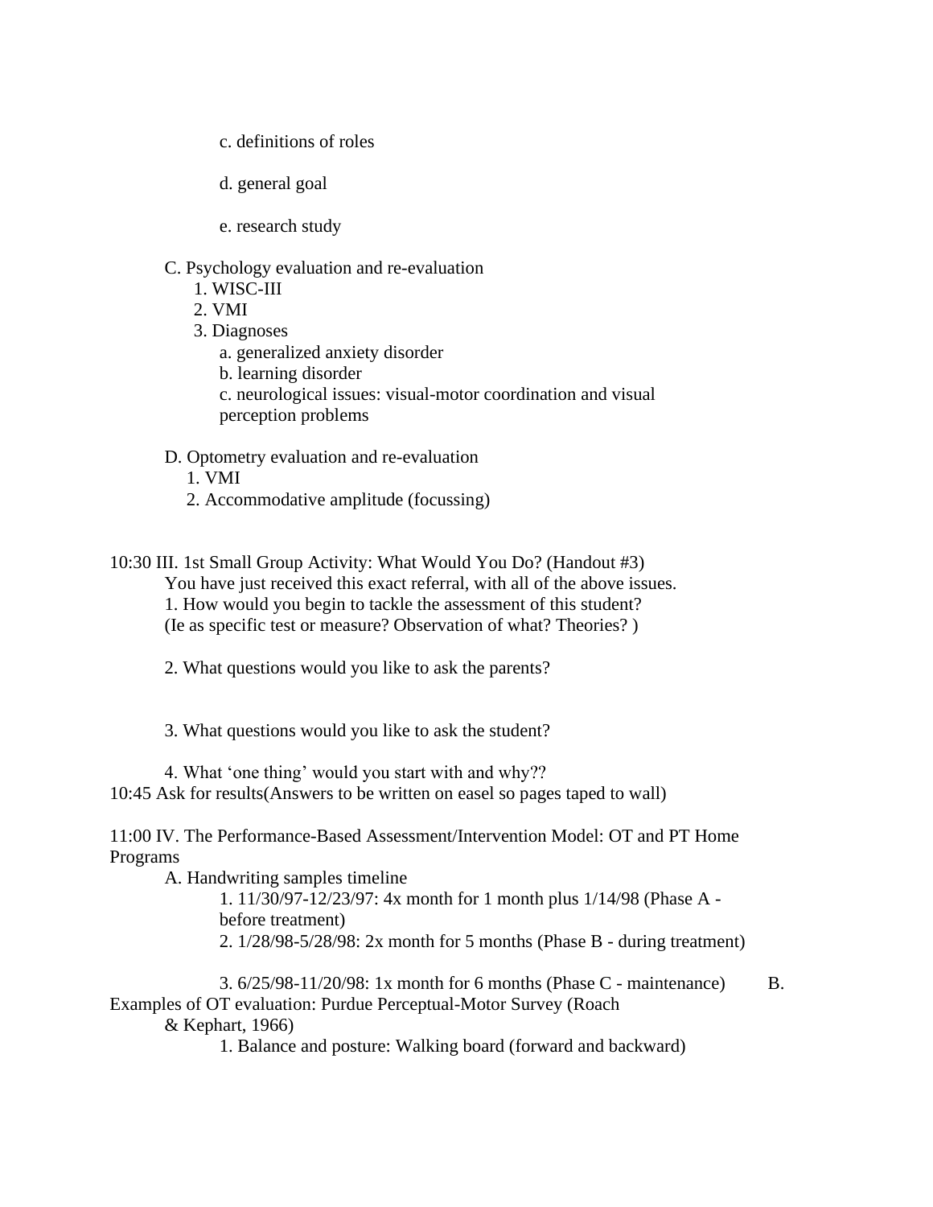c. definitions of roles

d. general goal

e. research study

C. Psychology evaluation and re-evaluation
1. WISC-III
2. VMI
3. Diagnoses
a. generalized anxiety disorder
b. learning disorder
c. neurological issues: visual-motor coordination and visual perception problems

D. Optometry evaluation and re-evaluation
1. VMI
2. Accommodative amplitude (focussing)

10:30 III. 1st Small Group Activity: What Would You Do? (Handout #3)
You have just received this exact referral, with all of the above issues.
1. How would you begin to tackle the assessment of this student? (Ie as specific test or measure? Observation of what? Theories? )

2. What questions would you like to ask the parents?

3. What questions would you like to ask the student?

4. What 'one thing' would you start with and why??

10:45 Ask for results(Answers to be written on easel so pages taped to wall)

11:00 IV. The Performance-Based Assessment/Intervention Model: OT and PT Home Programs

A. Handwriting samples timeline
1. 11/30/97-12/23/97: 4x month for 1 month plus 1/14/98 (Phase A - before treatment)
2. 1/28/98-5/28/98: 2x month for 5 months (Phase B - during treatment)
3. 6/25/98-11/20/98: 1x month for 6 months (Phase C - maintenance)

B. Examples of OT evaluation: Purdue Perceptual-Motor Survey (Roach & Kephart, 1966)
1. Balance and posture: Walking board (forward and backward)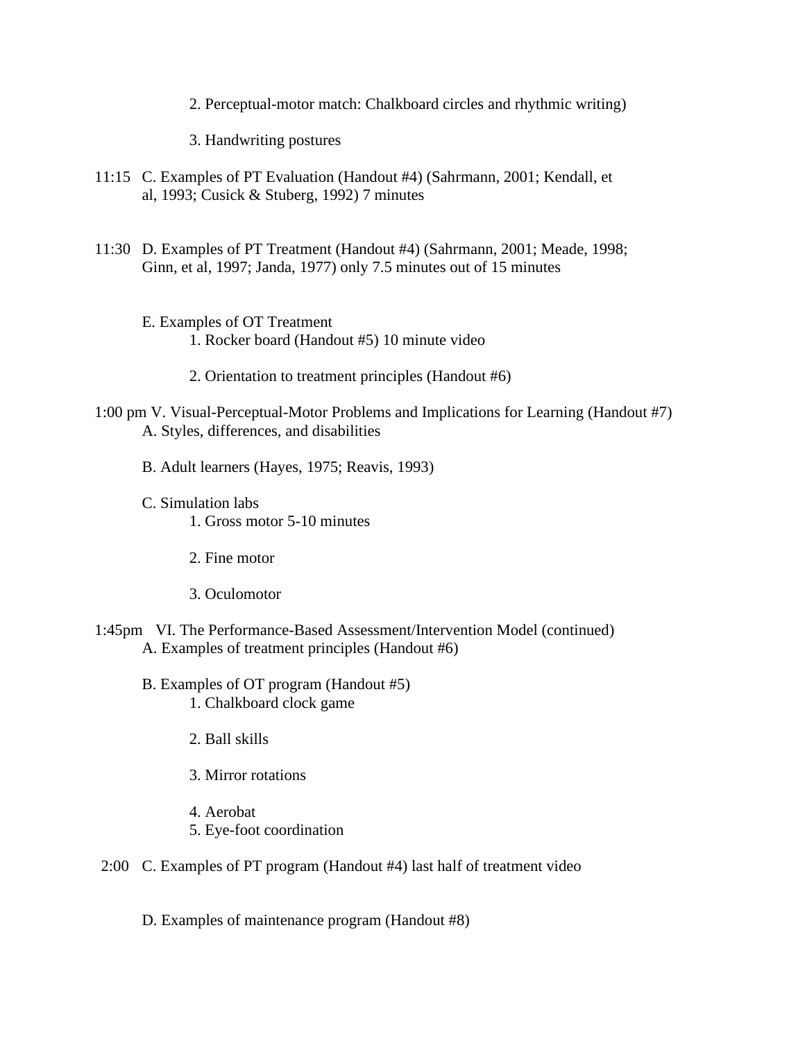2. Perceptual-motor match: Chalkboard circles and rhythmic writing)

3. Handwriting postures

11:15 C. Examples of PT Evaluation (Handout #4) (Sahrmann, 2001; Kendall, et al, 1993; Cusick & Stuberg, 1992) 7 minutes

11:30 D. Examples of PT Treatment (Handout #4) (Sahrmann, 2001; Meade, 1998; Ginn, et al, 1997; Janda, 1977) only 7.5 minutes out of 15 minutes

E. Examples of OT Treatment

1. Rocker board (Handout #5) 10 minute video

2. Orientation to treatment principles (Handout #6)

1:00 pm V. Visual-Perceptual-Motor Problems and Implications for Learning (Handout #7)

A. Styles, differences, and disabilities

B. Adult learners (Hayes, 1975; Reavis, 1993)

C. Simulation labs

1. Gross motor 5-10 minutes

2. Fine motor

3. Oculomotor

1:45pm VI. The Performance-Based Assessment/Intervention Model (continued)

A. Examples of treatment principles (Handout #6)

B. Examples of OT program (Handout #5)

1. Chalkboard clock game

2. Ball skills

3. Mirror rotations

4. Aerobat

5. Eye-foot coordination

2:00 C. Examples of PT program (Handout #4) last half of treatment video

D. Examples of maintenance program (Handout #8)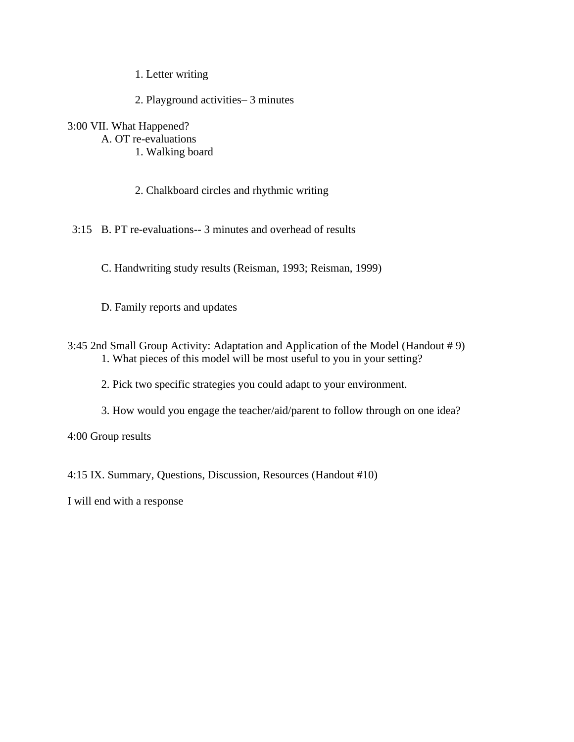1. Letter writing

2. Playground activities– 3 minutes

3:00 VII. What Happened?

A. OT re-evaluations

1. Walking board

2. Chalkboard circles and rhythmic writing

3:15 B. PT re-evaluations-- 3 minutes and overhead of results

C. Handwriting study results (Reisman, 1993; Reisman, 1999)

D. Family reports and updates

3:45 2nd Small Group Activity: Adaptation and Application of the Model (Handout # 9)

1. What pieces of this model will be most useful to you in your setting?

2. Pick two specific strategies you could adapt to your environment.

3. How would you engage the teacher/aid/parent to follow through on one idea?

4:00 Group results

4:15 IX. Summary, Questions, Discussion, Resources (Handout #10)

I will end with a response